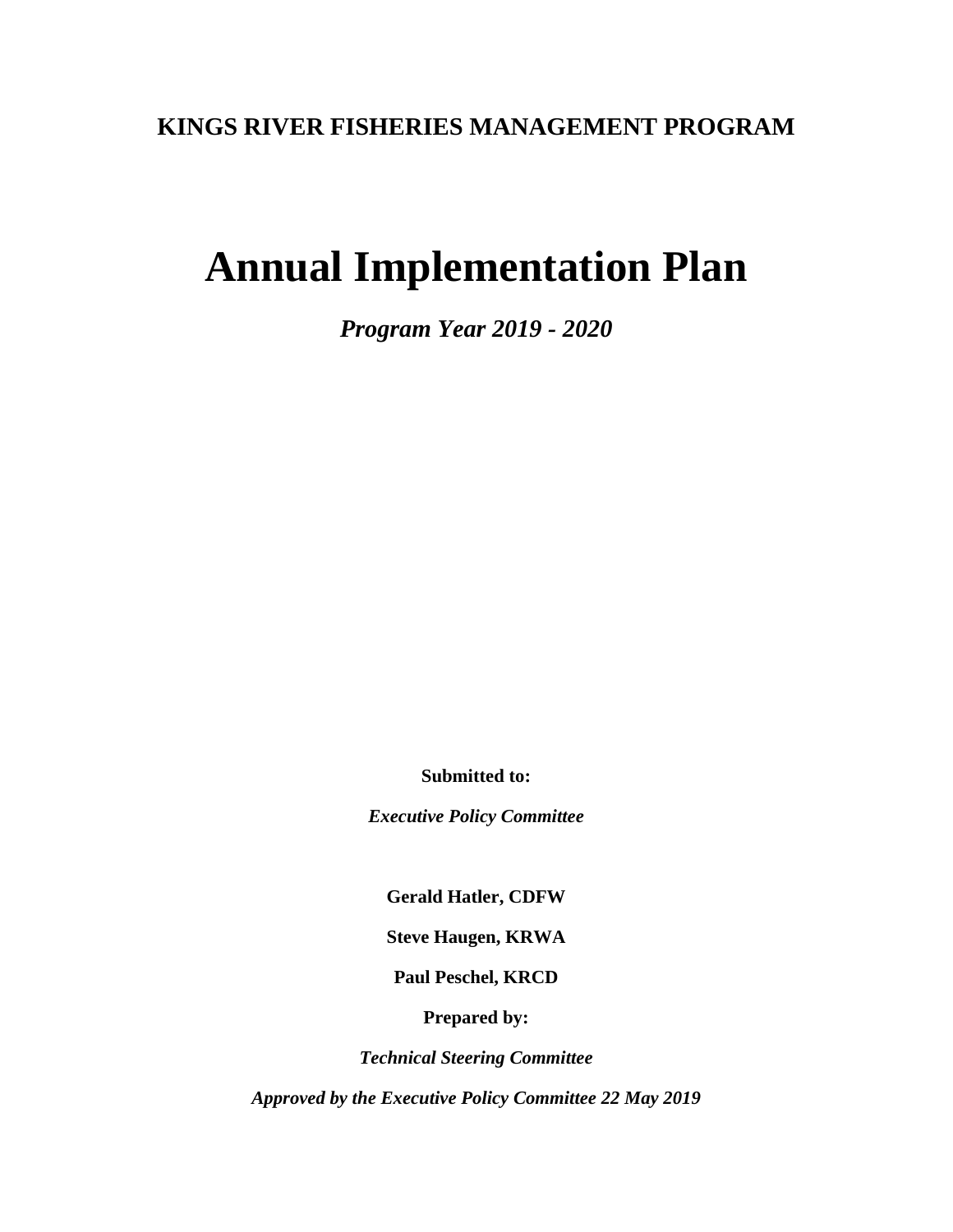**KINGS RIVER FISHERIES MANAGEMENT PROGRAM**

# Annual Implementation Plan

***Program Year 2019 - 2020***

**Submitted to:**

***Executive Policy Committee***

**Gerald Hatler, CDFW**

**Steve Haugen, KRWA**

**Paul Peschel, KRCD**

**Prepared by:**

***Technical Steering Committee***

***Approved by the Executive Policy Committee 22 May 2019***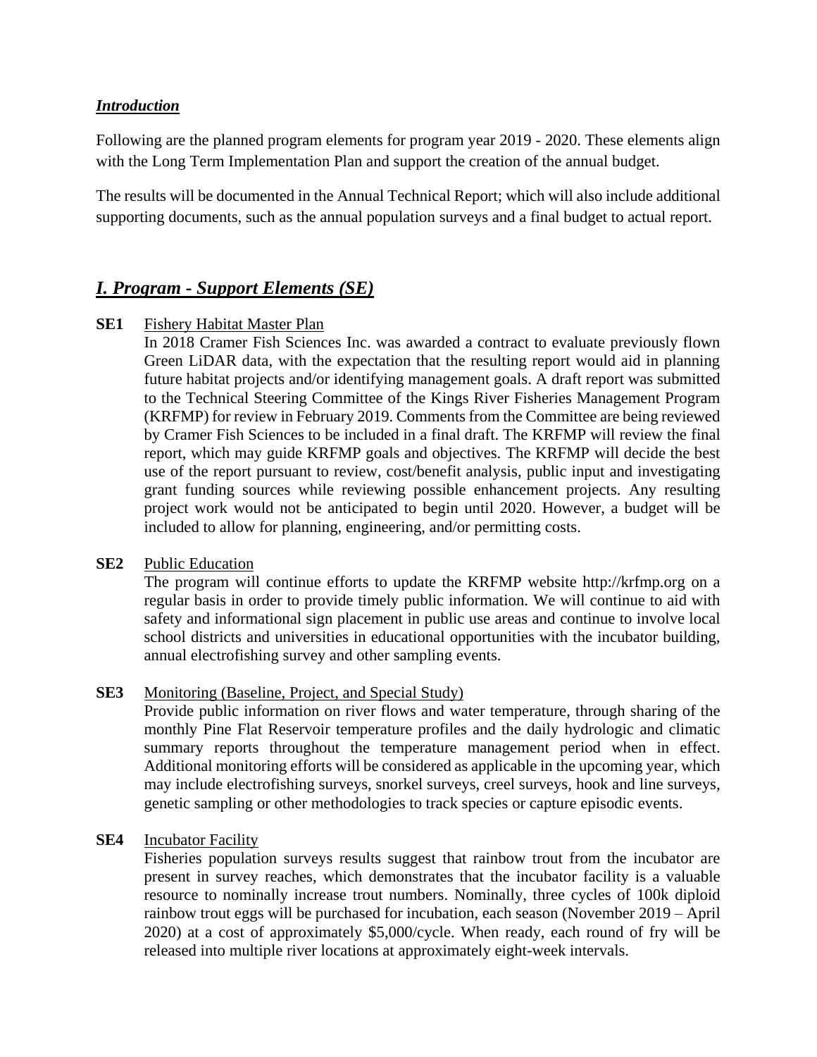### ***Introduction***

Following are the planned program elements for program year 2019 - 2020. These elements align with the Long Term Implementation Plan and support the creation of the annual budget.

The results will be documented in the Annual Technical Report; which will also include additional supporting documents, such as the annual population surveys and a final budget to actual report.

## ***I. Program - Support Elements (SE)***

**SE1** Fishery Habitat Master Plan

In 2018 Cramer Fish Sciences Inc. was awarded a contract to evaluate previously flown Green LiDAR data, with the expectation that the resulting report would aid in planning future habitat projects and/or identifying management goals. A draft report was submitted to the Technical Steering Committee of the Kings River Fisheries Management Program (KRFMP) for review in February 2019. Comments from the Committee are being reviewed by Cramer Fish Sciences to be included in a final draft. The KRFMP will review the final report, which may guide KRFMP goals and objectives. The KRFMP will decide the best use of the report pursuant to review, cost/benefit analysis, public input and investigating grant funding sources while reviewing possible enhancement projects. Any resulting project work would not be anticipated to begin until 2020. However, a budget will be included to allow for planning, engineering, and/or permitting costs.

**SE2** Public Education

The program will continue efforts to update the KRFMP website http://krfmp.org on a regular basis in order to provide timely public information. We will continue to aid with safety and informational sign placement in public use areas and continue to involve local school districts and universities in educational opportunities with the incubator building, annual electrofishing survey and other sampling events.

**SE3** Monitoring (Baseline, Project, and Special Study)

Provide public information on river flows and water temperature, through sharing of the monthly Pine Flat Reservoir temperature profiles and the daily hydrologic and climatic summary reports throughout the temperature management period when in effect. Additional monitoring efforts will be considered as applicable in the upcoming year, which may include electrofishing surveys, snorkel surveys, creel surveys, hook and line surveys, genetic sampling or other methodologies to track species or capture episodic events.

**SE4** Incubator Facility

Fisheries population surveys results suggest that rainbow trout from the incubator are present in survey reaches, which demonstrates that the incubator facility is a valuable resource to nominally increase trout numbers. Nominally, three cycles of 100k diploid rainbow trout eggs will be purchased for incubation, each season (November 2019 – April 2020) at a cost of approximately $5,000/cycle. When ready, each round of fry will be released into multiple river locations at approximately eight-week intervals.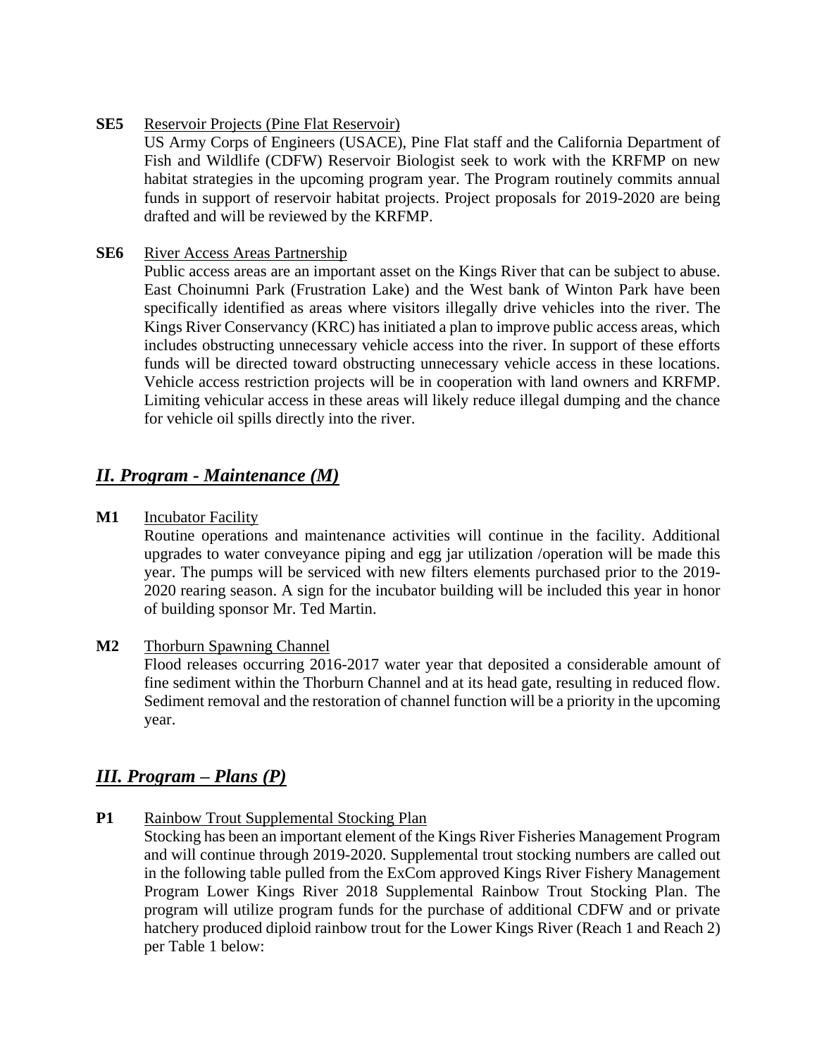**SE5** Reservoir Projects (Pine Flat Reservoir)

US Army Corps of Engineers (USACE), Pine Flat staff and the California Department of Fish and Wildlife (CDFW) Reservoir Biologist seek to work with the KRFMP on new habitat strategies in the upcoming program year. The Program routinely commits annual funds in support of reservoir habitat projects. Project proposals for 2019-2020 are being drafted and will be reviewed by the KRFMP.

**SE6** River Access Areas Partnership

Public access areas are an important asset on the Kings River that can be subject to abuse. East Choinumni Park (Frustration Lake) and the West bank of Winton Park have been specifically identified as areas where visitors illegally drive vehicles into the river. The Kings River Conservancy (KRC) has initiated a plan to improve public access areas, which includes obstructing unnecessary vehicle access into the river. In support of these efforts funds will be directed toward obstructing unnecessary vehicle access in these locations. Vehicle access restriction projects will be in cooperation with land owners and KRFMP. Limiting vehicular access in these areas will likely reduce illegal dumping and the chance for vehicle oil spills directly into the river.

## *II. Program - Maintenance (M)*

**M1** Incubator Facility

Routine operations and maintenance activities will continue in the facility. Additional upgrades to water conveyance piping and egg jar utilization /operation will be made this year. The pumps will be serviced with new filters elements purchased prior to the 2019-2020 rearing season. A sign for the incubator building will be included this year in honor of building sponsor Mr. Ted Martin.

**M2** Thorburn Spawning Channel

Flood releases occurring 2016-2017 water year that deposited a considerable amount of fine sediment within the Thorburn Channel and at its head gate, resulting in reduced flow. Sediment removal and the restoration of channel function will be a priority in the upcoming year.

## *III. Program – Plans (P)*

**P1** Rainbow Trout Supplemental Stocking Plan

Stocking has been an important element of the Kings River Fisheries Management Program and will continue through 2019-2020. Supplemental trout stocking numbers are called out in the following table pulled from the ExCom approved Kings River Fishery Management Program Lower Kings River 2018 Supplemental Rainbow Trout Stocking Plan. The program will utilize program funds for the purchase of additional CDFW and or private hatchery produced diploid rainbow trout for the Lower Kings River (Reach 1 and Reach 2) per Table 1 below: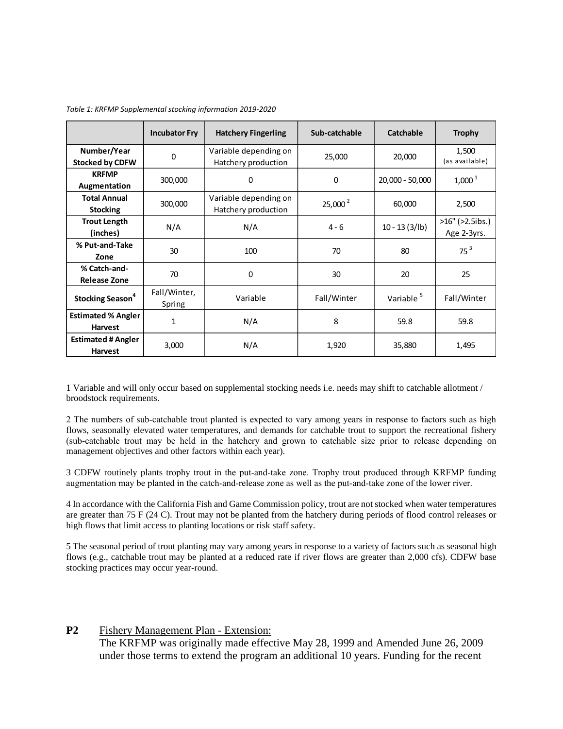*Table 1: KRFMP Supplemental stocking information 2019-2020*

| | Incubator Fry | Hatchery Fingerling | Sub-catchable | Catchable | Trophy |
|---|---|---|---|---|---|
| **Number/Year Stocked by CDFW** | 0 | Variable depending on Hatchery production | 25,000 | 20,000 | 1,500 (as available) |
| **KRFMP Augmentation** | 300,000 | 0 | 0 | 20,000 - 50,000 | 1,000 [1] |
| **Total Annual Stocking** | 300,000 | Variable depending on Hatchery production | 25,000 [2] | 60,000 | 2,500 |
| **Trout Length (inches)** | N/A | N/A | 4 - 6 | 10 - 13 (3/lb) | >16" (>2.5ibs.) Age 2-3yrs. |
| **% Put-and-Take Zone** | 30 | 100 | 70 | 80 | 75 [3] |
| **% Catch-and-Release Zone** | 70 | 0 | 30 | 20 | 25 |
| **Stocking Season[4]** | Fall/Winter, Spring | Variable | Fall/Winter | Variable [5] | Fall/Winter |
| **Estimated % Angler Harvest** | 1 | N/A | 8 | 59.8 | 59.8 |
| **Estimated # Angler Harvest** | 3,000 | N/A | 1,920 | 35,880 | 1,495 |

1 Variable and will only occur based on supplemental stocking needs i.e. needs may shift to catchable allotment / broodstock requirements.

2 The numbers of sub-catchable trout planted is expected to vary among years in response to factors such as high flows, seasonally elevated water temperatures, and demands for catchable trout to support the recreational fishery (sub-catchable trout may be held in the hatchery and grown to catchable size prior to release depending on management objectives and other factors within each year).

3 CDFW routinely plants trophy trout in the put-and-take zone. Trophy trout produced through KRFMP funding augmentation may be planted in the catch-and-release zone as well as the put-and-take zone of the lower river.

4 In accordance with the California Fish and Game Commission policy, trout are not stocked when water temperatures are greater than 75 F (24 C). Trout may not be planted from the hatchery during periods of flood control releases or high flows that limit access to planting locations or risk staff safety.

5 The seasonal period of trout planting may vary among years in response to a variety of factors such as seasonal high flows (e.g., catchable trout may be planted at a reduced rate if river flows are greater than 2,000 cfs). CDFW base stocking practices may occur year-round.

**P2** Fishery Management Plan - Extension:

The KRFMP was originally made effective May 28, 1999 and Amended June 26, 2009 under those terms to extend the program an additional 10 years. Funding for the recent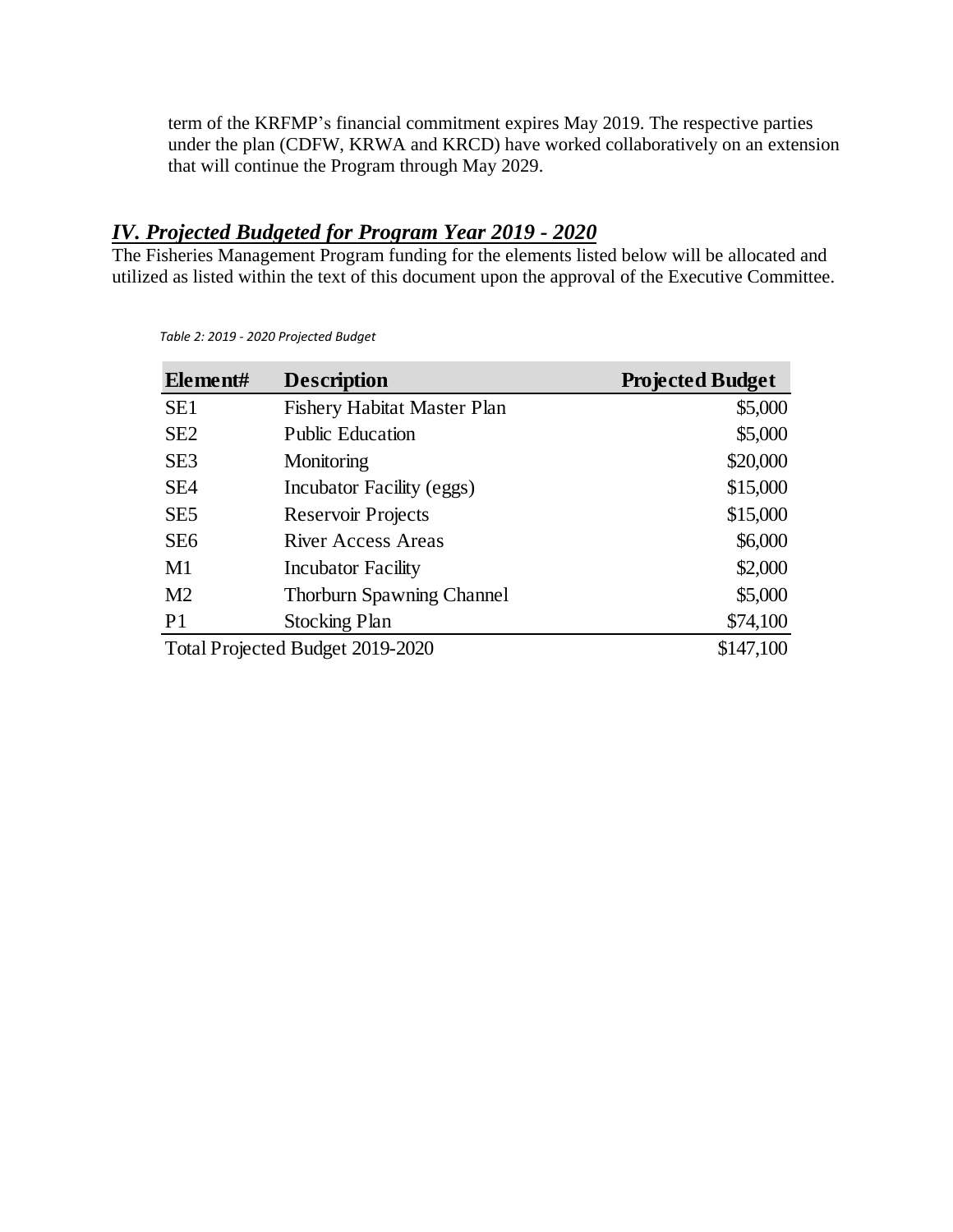term of the KRFMP's financial commitment expires May 2019. The respective parties under the plan (CDFW, KRWA and KRCD) have worked collaboratively on an extension that will continue the Program through May 2029.

## ***IV. Projected Budgeted for Program Year 2019 - 2020***

The Fisheries Management Program funding for the elements listed below will be allocated and utilized as listed within the text of this document upon the approval of the Executive Committee.

*Table 2: 2019 - 2020 Projected Budget*

| Element# | Description | Projected Budget |
|---|---|---|
| SE1 | Fishery Habitat Master Plan | $5,000 |
| SE2 | Public Education | $5,000 |
| SE3 | Monitoring | $20,000 |
| SE4 | Incubator Facility (eggs) | $15,000 |
| SE5 | Reservoir Projects | $15,000 |
| SE6 | River Access Areas | $6,000 |
| M1 | Incubator Facility | $2,000 |
| M2 | Thorburn Spawning Channel | $5,000 |
| P1 | Stocking Plan | $74,100 |
| Total Projected Budget 2019-2020 | | $147,100 |